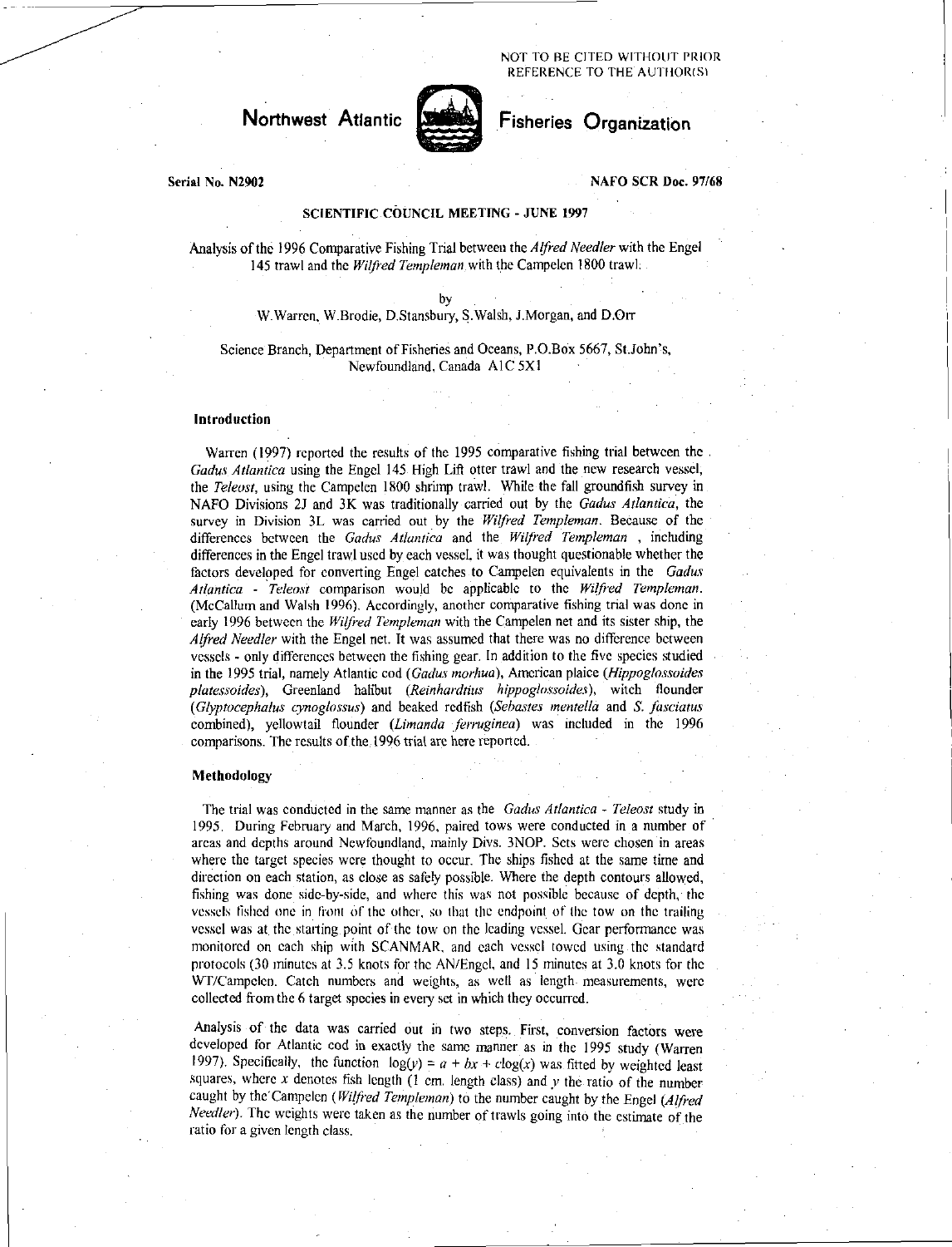NOT TO BE CITED WITHOUT PRIOR REFERENCE TO THE AUTHOR(S)

# Northwest Atlantic Fisheries Organization

Serial No. N2902 NAFO SCR Doc. 97/68

## SCIENTIFIC COUNCIL MEETING - JUNE 1997

Analysis of the 1996 Comparative Fishing Trial between the *Alfred Needler* with the Engel 145 trawl and the *Wilfred Templeman* with the Campelen 1800 trawl.

by

W.Warren, W.Brodie, D.Stansbury, S.Walsh, J.Morgan, and D.Orr

Science Branch, Department of Fisheries and Oceans, P.O.Box 5667, St.John's, Newfoundland, Canada A1C 5X1

### Introduction

Warren (1997) reported the results of the 1995 comparative fishing trial between the *Gadus Atlantica* using the Engel 145 High Lift otter trawl and the new research vessel, the *Teleost*, using the Campelen 1800 shrimp trawl. While the fall groundfish survey in NAFO Divisions 2J and 3K was traditionally carried out by the *Gadus Atlantica*, the survey in Division 3L was carried out by the *Wilfred Templeman*. Because of the differences between the *Gadus Atlantica* and the *Wilfred Templeman* , including differences in the Engel trawl used by each vessel, it was thought questionable whether the factors developed for converting Engel catches to Campelen equivalents in the *Gadus Atlantica - Teleost* comparison would be applicable to the *Wilfred Templeman*. (McCallum and Walsh 1996). Accordingly, another comparative fishing trial was done in early 1996 between the *Wilfred Templeman* with the Campelen net and its sister ship, the *Alfred Needler* with the Engel net. It was assumed that there was no difference between vessels - only differences between the fishing gear. In addition to the five species studied in the 1995 trial, namely Atlantic cod (*Gadus morhua*), American plaice (*Hippoglossoides platessoides*), Greenland halibut (*Reinhardtius hippoglossoides*), witch flounder (*Glyptocephalus cynoglossus*) and beaked redfish (*Sebastes mentella* and *S. fasciatus* combined), yellowtail flounder (*Limanda ferruginea*) was included in the 1996 comparisons. The results of the 1996 trial are here reported.

### Methodology

The trial was conducted in the same manner as the *Gadus Atlantica - Teleost* study in 1995. During February and March, 1996, paired tows were conducted in a number of areas and depths around Newfoundland, mainly Divs. 3NOP. Sets were chosen in areas where the target species were thought to occur. The ships fished at the same time and direction on each station, as close as safely possible. Where the depth contours allowed, fishing was done side-by-side, and where this was not possible because of depth, the vessels fished one in front of the other, so that the endpoint of the tow on the trailing vessel was at the starting point of the tow on the leading vessel. Gear performance was monitored on each ship with SCANMAR, and each vessel towed using the standard protocols (30 minutes at 3.5 knots for the AN/Engel, and 15 minutes at 3.0 knots for the WT/Campelen. Catch numbers and weights, as well as length measurements, were collected from the 6 target species in every set in which they occurred.

Analysis of the data was carried out in two steps. First, conversion factors were developed for Atlantic cod in exactly the same manner as in the 1995 study (Warren 1997). Specifically, the function $\log(y) = a + bx + c\log(x)$ was fitted by weighted least squares, where $x$ denotes fish length (1 cm. length class) and $y$ the ratio of the number caught by the Campelen (*Wilfred Templeman*) to the number caught by the Engel (*Alfred Needler*). The weights were taken as the number of trawls going into the estimate of the ratio for a given length class.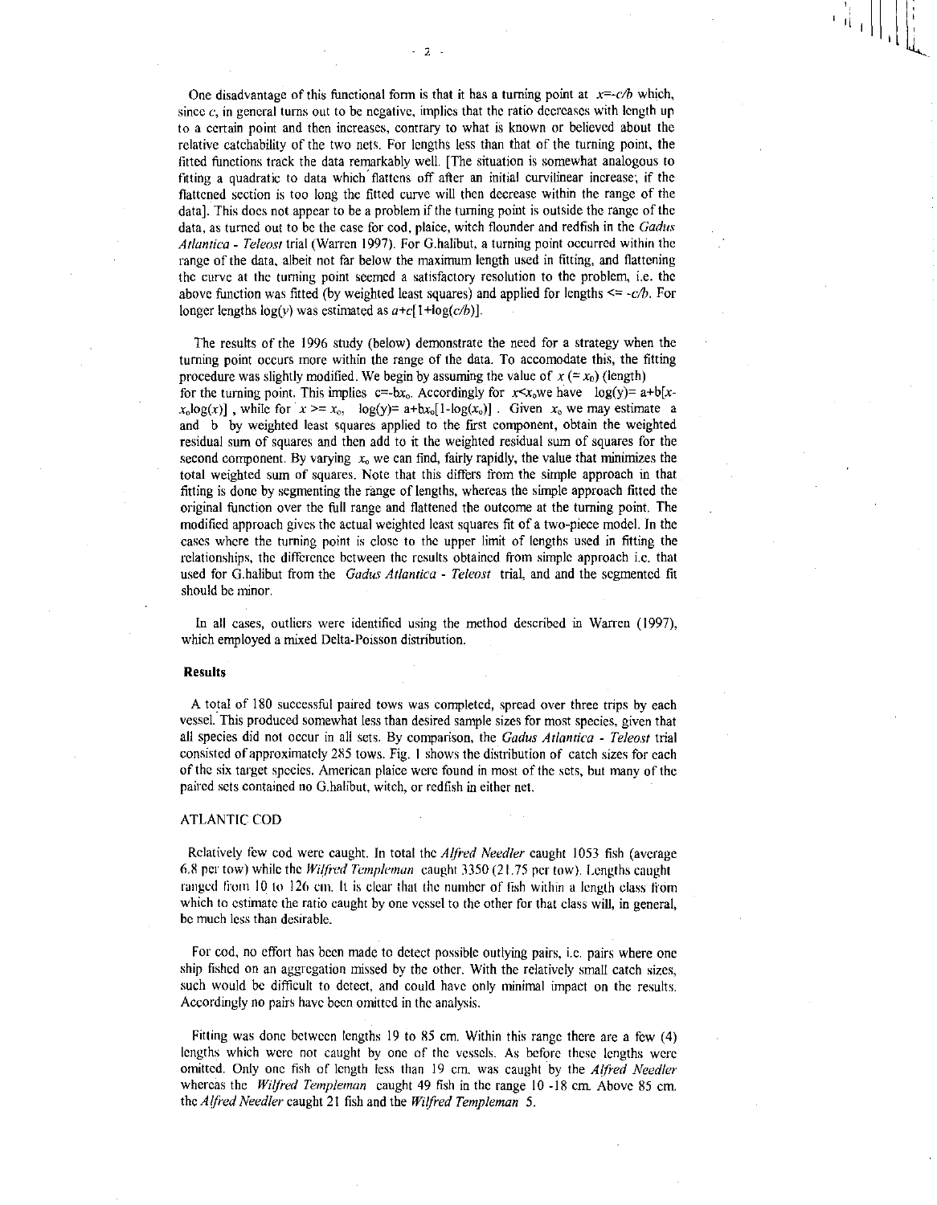One disadvantage of this functional form is that it has a turning point at $x=-c/b$ which, since $c$, in general turns out to be negative, implies that the ratio decreases with length up to a certain point and then increases, contrary to what is known or believed about the relative catchability of the two nets. For lengths less than that of the turning point, the fitted functions track the data remarkably well. [The situation is somewhat analogous to fitting a quadratic to data which flattens off after an initial curvilinear increase; if the flattened section is too long the fitted curve will then decrease within the range of the data]. This does not appear to be a problem if the turning point is outside the range of the data, as turned out to be the case for cod, plaice, witch flounder and redfish in the *Gadus Atlantica - Teleost* trial (Warren 1997). For G.halibut, a turning point occurred within the range of the data, albeit not far below the maximum length used in fitting, and flattening the curve at the turning point seemed a satisfactory resolution to the problem, i.e. the above function was fitted (by weighted least squares) and applied for lengths $<= -c/b$. For longer lengths $\log(y)$ was estimated as $a+c[1+\log(c/b)]$.

The results of the 1996 study (below) demonstrate the need for a strategy when the turning point occurs more within the range of the data. To accomodate this, the fitting procedure was slightly modified. We begin by assuming the value of $x$ ($= x_o$) (length) for the turning point. This implies $c=-bx_o$. Accordingly for $x<x_o$ we have $\log(y)= a+b[x-x_o\log(x)]$ , while for $x >= x_o$, $\log(y)= a+bx_o[1-\log(x_o)]$ . Given $x_o$ we may estimate a and b by weighted least squares applied to the first component, obtain the weighted residual sum of squares and then add to it the weighted residual sum of squares for the second component. By varying $x_o$ we can find, fairly rapidly, the value that minimizes the total weighted sum of squares. Note that this differs from the simple approach in that fitting is done by segmenting the range of lengths, whereas the simple approach fitted the original function over the full range and flattened the outcome at the turning point. The modified approach gives the actual weighted least squares fit of a two-piece model. In the cases where the turning point is close to the upper limit of lengths used in fitting the relationships, the difference between the results obtained from simple approach i.e. that used for G.halibut from the *Gadus Atlantica - Teleost* trial, and and the segmented fit should be minor.

In all cases, outliers were identified using the method described in Warren (1997), which employed a mixed Delta-Poisson distribution.

## Results

A total of 180 successful paired tows was completed, spread over three trips by each vessel. This produced somewhat less than desired sample sizes for most species, given that all species did not occur in all sets. By comparison, the *Gadus Atlantica - Teleost* trial consisted of approximately 285 tows. Fig. 1 shows the distribution of catch sizes for each of the six target species. American plaice were found in most of the sets, but many of the paired sets contained no G.halibut, witch, or redfish in either net.

### ATLANTIC COD

Relatively few cod were caught. In total the *Alfred Needler* caught 1053 fish (average 6.8 per tow) while the *Wilfred Templeman* caught 3350 (21.75 per tow). Lengths caught ranged from 10 to 126 cm. It is clear that the number of fish within a length class from which to estimate the ratio caught by one vessel to the other for that class will, in general, be much less than desirable.

For cod, no effort has been made to detect possible outlying pairs, i.e. pairs where one ship fished on an aggregation missed by the other. With the relatively small catch sizes, such would be difficult to detect, and could have only minimal impact on the results. Accordingly no pairs have been omitted in the analysis.

Fitting was done between lengths 19 to 85 cm. Within this range there are a few (4) lengths which were not caught by one of the vessels. As before these lengths were omitted. Only one fish of length less than 19 cm. was caught by the *Alfred Needler* whereas the *Wilfred Templeman* caught 49 fish in the range 10 -18 cm. Above 85 cm. the *Alfred Needler* caught 21 fish and the *Wilfred Templeman* 5.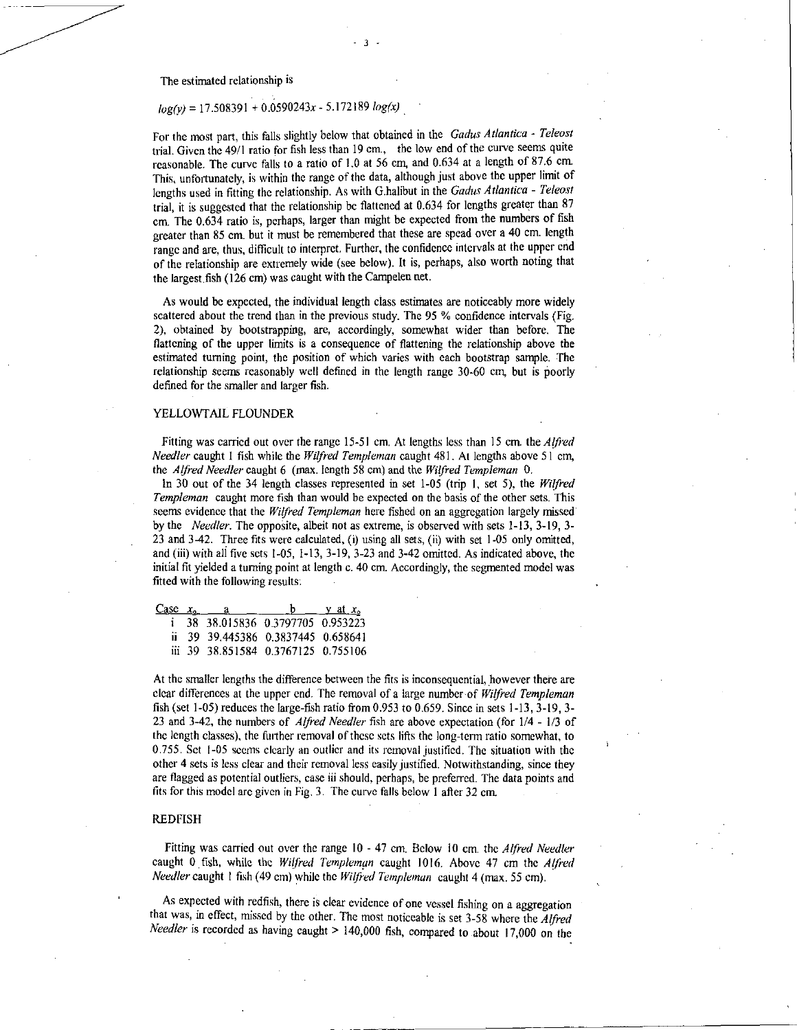The estimated relationship is

$$log(y) = 17.508391 + 0.0590243x - 5.172189\ log(x)$$

For the most part, this falls slightly below that obtained in the *Gadus Atlantica - Teleost* trial. Given the 49/1 ratio for fish less than 19 cm., the low end of the curve seems quite reasonable. The curve falls to a ratio of 1.0 at 56 cm, and 0.634 at a length of 87.6 cm. This, unfortunately, is within the range of the data, although just above the upper limit of lengths used in fitting the relationship. As with G.halibut in the *Gadus Atlantica - Teleost* trial, it is suggested that the relationship be flattened at 0.634 for lengths greater than 87 cm. The 0.634 ratio is, perhaps, larger than might be expected from the numbers of fish greater than 85 cm. but it must be remembered that these are spead over a 40 cm. length range and are, thus, difficult to interpret. Further, the confidence intervals at the upper end of the relationship are extremely wide (see below). It is, perhaps, also worth noting that the largest fish (126 cm) was caught with the Campelen net.

As would be expected, the individual length class estimates are noticeably more widely scattered about the trend than in the previous study. The 95 % confidence intervals (Fig. 2), obtained by bootstrapping, are, accordingly, somewhat wider than before. The flattening of the upper limits is a consequence of flattening the relationship above the estimated turning point, the position of which varies with each bootstrap sample. The relationship seems reasonably well defined in the length range 30-60 cm, but is poorly defined for the smaller and larger fish.

## YELLOWTAIL FLOUNDER

Fitting was carried out over the range 15-51 cm. At lengths less than 15 cm. the *Alfred Needler* caught 1 fish while the *Wilfred Templeman* caught 481. At lengths above 51 cm, the *Alfred Needler* caught 6 (max. length 58 cm) and the *Wilfred Templeman* 0.

In 30 out of the 34 length classes represented in set 1-05 (trip 1, set 5), the *Wilfred Templeman* caught more fish than would be expected on the basis of the other sets. This seems evidence that the *Wilfred Templeman* here fished on an aggregation largely missed by the *Needler*. The opposite, albeit not as extreme, is observed with sets 1-13, 3-19, 3-23 and 3-42. Three fits were calculated, (i) using all sets, (ii) with set 1-05 only omitted, and (iii) with all five sets 1-05, 1-13, 3-19, 3-23 and 3-42 omitted. As indicated above, the initial fit yielded a turning point at length c. 40 cm. Accordingly, the segmented model was fitted with the following results:

| Case | $x_o$ | a | b | y at $x_o$ |
|---|---|---|---|---|
| i | 38 | 38.015836 | 0.3797705 | 0.953223 |
| ii | 39 | 39.445386 | 0.3837445 | 0.658641 |
| iii | 39 | 38.851584 | 0.3767125 | 0.755106 |

At the smaller lengths the difference between the fits is inconsequential, however there are clear differences at the upper end. The removal of a large number of *Wilfred Templeman* fish (set 1-05) reduces the large-fish ratio from 0.953 to 0.659. Since in sets 1-13, 3-19, 3-23 and 3-42, the numbers of *Alfred Needler* fish are above expectation (for 1/4 - 1/3 of the length classes), the further removal of these sets lifts the long-term ratio somewhat, to 0.755. Set 1-05 seems clearly an outlier and its removal justified. The situation with the other 4 sets is less clear and their removal less easily justified. Notwithstanding, since they are flagged as potential outliers, case iii should, perhaps, be preferred. The data points and fits for this model are given in Fig. 3. The curve falls below 1 after 32 cm.

## REDFISH

Fitting was carried out over the range 10 - 47 cm. Below 10 cm. the *Alfred Needler* caught 0 fish, while the *Wilfred Templeman* caught 1016. Above 47 cm the *Alfred Needler* caught 1 fish (49 cm) while the *Wilfred Templeman* caught 4 (max. 55 cm).

As expected with redfish, there is clear evidence of one vessel fishing on a aggregation that was, in effect, missed by the other. The most noticeable is set 3-58 where the *Alfred Needler* is recorded as having caught > 140,000 fish, compared to about 17,000 on the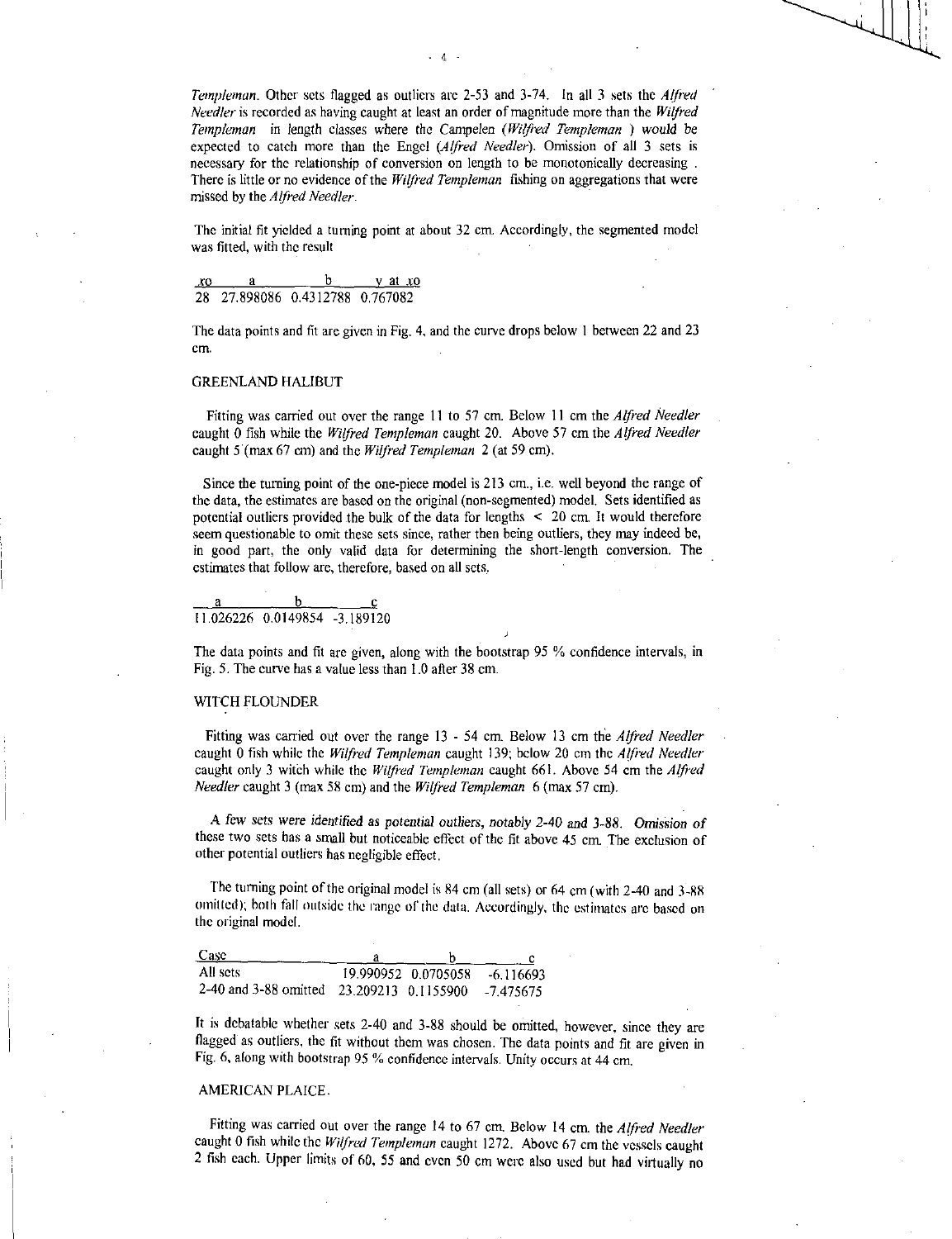*Templeman*. Other sets flagged as outliers are 2-53 and 3-74. In all 3 sets the *Alfred Needler* is recorded as having caught at least an order of magnitude more than the *Wilfred Templeman* in length classes where the Campelen (*Wilfred Templeman* ) would be expected to catch more than the Engel (*Alfred Needler*). Omission of all 3 sets is necessary for the relationship of conversion on length to be monotonically decreasing . There is little or no evidence of the *Wilfred Templeman* fishing on aggregations that were missed by the *Alfred Needler*.

The initial fit yielded a turning point at about 32 cm. Accordingly, the segmented model was fitted, with the result

| xo | a | b | y at xo |
|---|---|---|---|
| 28 | 27.898086 | 0.4312788 | 0.767082 |

The data points and fit are given in Fig. 4, and the curve drops below 1 between 22 and 23 cm.

## GREENLAND HALIBUT

Fitting was carried out over the range 11 to 57 cm. Below 11 cm the *Alfred Needler* caught 0 fish while the *Wilfred Templeman* caught 20. Above 57 cm the *Alfred Needler* caught 5 (max 67 cm) and the *Wilfred Templeman* 2 (at 59 cm).

Since the turning point of the one-piece model is 213 cm., i.e. well beyond the range of the data, the estimates are based on the original (non-segmented) model. Sets identified as potential outliers provided the bulk of the data for lengths < 20 cm. It would therefore seem questionable to omit these sets since, rather then being outliers, they may indeed be, in good part, the only valid data for determining the short-length conversion. The estimates that follow are, therefore, based on all sets.

| a | b | c |
|---|---|---|
| 11.026226 | 0.0149854 | -3.189120 |

The data points and fit are given, along with the bootstrap 95 % confidence intervals, in Fig. 5. The curve has a value less than 1.0 after 38 cm.

## WITCH FLOUNDER

Fitting was carried out over the range 13 - 54 cm. Below 13 cm the *Alfred Needler* caught 0 fish while the *Wilfred Templeman* caught 139; below 20 cm the *Alfred Needler* caught only 3 witch while the *Wilfred Templeman* caught 661. Above 54 cm the *Alfred Needler* caught 3 (max 58 cm) and the *Wilfred Templeman* 6 (max 57 cm).

A few sets were identified as potential outliers, notably 2-40 and 3-88. Omission of these two sets has a small but noticeable effect of the fit above 45 cm. The exclusion of other potential outliers has negligible effect.

The turning point of the original model is 84 cm (all sets) or 64 cm (with 2-40 and 3-88 omitted); both fall outside the range of the data. Accordingly, the estimates are based on the original model.

| Case | a | b | c |
|---|---|---|---|
| All sets | 19.990952 | 0.0705058 | -6.116693 |
| 2-40 and 3-88 omitted | 23.209213 | 0.1155900 | -7.475675 |

It is debatable whether sets 2-40 and 3-88 should be omitted, however, since they are flagged as outliers, the fit without them was chosen. The data points and fit are given in Fig. 6, along with bootstrap 95 % confidence intervals. Unity occurs at 44 cm.

## AMERICAN PLAICE.

Fitting was carried out over the range 14 to 67 cm. Below 14 cm. the *Alfred Needler* caught 0 fish while the *Wilfred Templeman* caught 1272. Above 67 cm the vessels caught 2 fish each. Upper limits of 60, 55 and even 50 cm were also used but had virtually no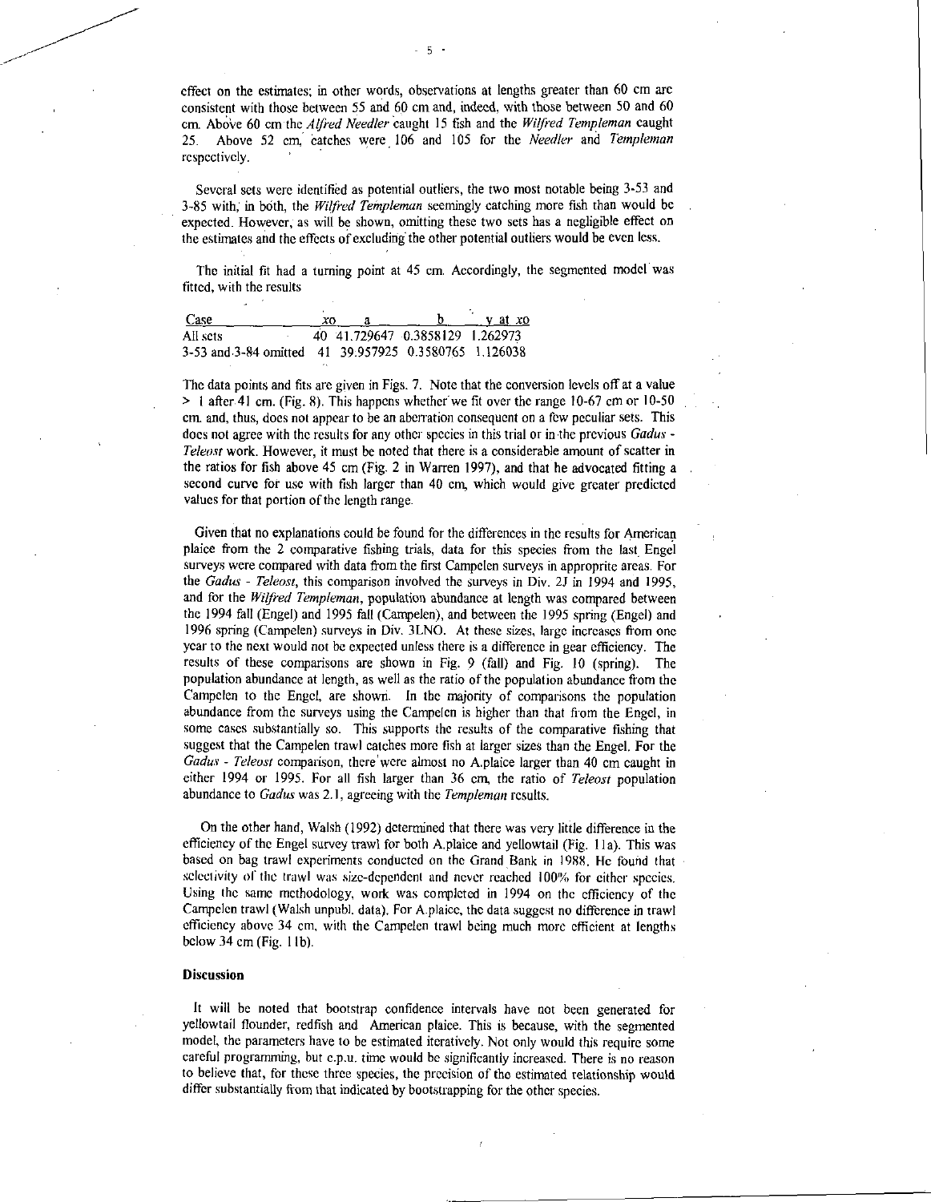effect on the estimates; in other words, observations at lengths greater than 60 cm are consistent with those between 55 and 60 cm and, indeed, with those between 50 and 60 cm. Above 60 cm the *Alfred Needler* caught 15 fish and the *Wilfred Templeman* caught 25. Above 52 cm, catches were 106 and 105 for the *Needler* and *Templeman* respectively.

Several sets were identified as potential outliers, the two most notable being 3-53 and 3-85 with, in both, the *Wilfred Templeman* seemingly catching more fish than would be expected. However, as will be shown, omitting these two sets has a negligible effect on the estimates and the effects of excluding the other potential outliers would be even less.

The initial fit had a turning point at 45 cm. Accordingly, the segmented model was fitted, with the results

| Case | xo | a | b | y at xo |
|---|---|---|---|---|
| All sets | 40 | 41.729647 | 0.3858129 | 1.262973 |
| 3-53 and 3-84 omitted | 41 | 39.957925 | 0.3580765 | 1.126038 |

The data points and fits are given in Figs. 7. Note that the conversion levels off at a value > 1 after 41 cm. (Fig. 8). This happens whether we fit over the range 10-67 cm or 10-50 cm. and, thus, does not appear to be an aberration consequent on a few peculiar sets. This does not agree with the results for any other species in this trial or in the previous *Gadus - Teleost* work. However, it must be noted that there is a considerable amount of scatter in the ratios for fish above 45 cm (Fig. 2 in Warren 1997), and that he advocated fitting a second curve for use with fish larger than 40 cm, which would give greater predicted values for that portion of the length range.

Given that no explanations could be found for the differences in the results for American plaice from the 2 comparative fishing trials, data for this species from the last Engel surveys were compared with data from the first Campelen surveys in appropriate areas. For the *Gadus - Teleost*, this comparison involved the surveys in Div. 2J in 1994 and 1995, and for the *Wilfred Templeman*, population abundance at length was compared between the 1994 fall (Engel) and 1995 fall (Campelen), and between the 1995 spring (Engel) and 1996 spring (Campelen) surveys in Div. 3LNO. At these sizes, large increases from one year to the next would not be expected unless there is a difference in gear efficiency. The results of these comparisons are shown in Fig. 9 (fall) and Fig. 10 (spring). The population abundance at length, as well as the ratio of the population abundance from the Campelen to the Engel, are shown. In the majority of comparisons the population abundance from the surveys using the Campelen is higher than that from the Engel, in some cases substantially so. This supports the results of the comparative fishing that suggest that the Campelen trawl catches more fish at larger sizes than the Engel. For the *Gadus - Teleost* comparison, there were almost no A.plaice larger than 40 cm caught in either 1994 or 1995. For all fish larger than 36 cm, the ratio of *Teleost* population abundance to *Gadus* was 2.1, agreeing with the *Templeman* results.

On the other hand, Walsh (1992) determined that there was very little difference in the efficiency of the Engel survey trawl for both A.plaice and yellowtail (Fig. 11a). This was based on bag trawl experiments conducted on the Grand Bank in 1988. He found that selectivity of the trawl was size-dependent and never reached 100% for either species. Using the same methodology, work was completed in 1994 on the efficiency of the Campelen trawl (Walsh unpubl. data). For A.plaice, the data suggest no difference in trawl efficiency above 34 cm, with the Campelen trawl being much more efficient at lengths below 34 cm (Fig. 11b).

## Discussion

It will be noted that bootstrap confidence intervals have not been generated for yellowtail flounder, redfish and American plaice. This is because, with the segmented model, the parameters have to be estimated iteratively. Not only would this require some careful programming, but c.p.u. time would be significantly increased. There is no reason to believe that, for these three species, the precision of the estimated relationship would differ substantially from that indicated by bootstrapping for the other species.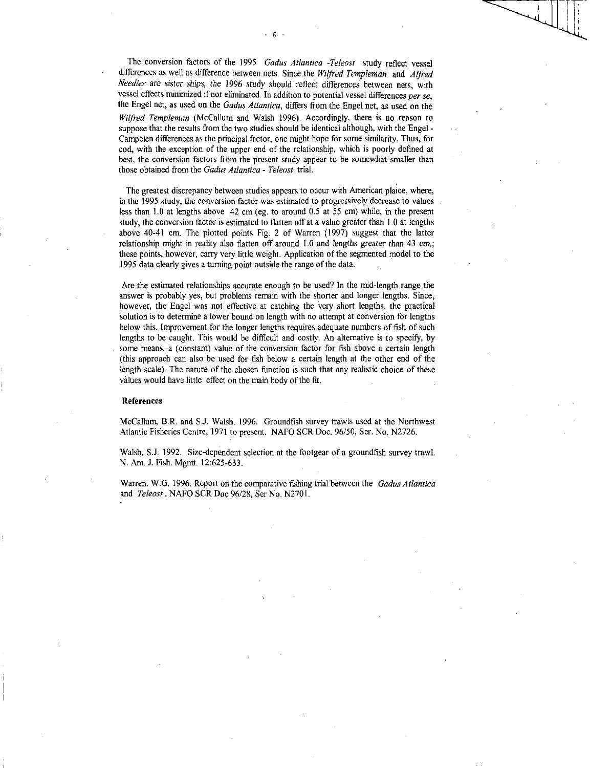The conversion factors of the 1995 *Gadus Atlantica -Teleost* study reflect vessel differences as well as difference between nets. Since the *Wilfred Templeman* and *Alfred Needler* are sister ships, the 1996 study should reflect differences between nets, with vessel effects minimized if not eliminated. In addition to potential vessel differences *per se*, the Engel net, as used on the *Gadus Atlantica*, differs from the Engel net, as used on the *Wilfred Templeman* (McCallum and Walsh 1996). Accordingly, there is no reason to suppose that the results from the two studies should be identical although, with the Engel - Campelen differences as the principal factor, one might hope for some similarity. Thus, for cod, with the exception of the upper end of the relationship, which is poorly defined at best, the conversion factors from the present study appear to be somewhat smaller than those obtained from the *Gadus Atlantica - Teleost* trial.

The greatest discrepancy between studies appears to occur with American plaice, where, in the 1995 study, the conversion factor was estimated to progressively decrease to values less than 1.0 at lengths above 42 cm (eg. to around 0.5 at 55 cm) while, in the present study, the conversion factor is estimated to flatten off at a value greater than 1.0 at lengths above 40-41 cm. The plotted points Fig. 2 of Warren (1997) suggest that the latter relationship might in reality also flatten off around 1.0 and lengths greater than 43 cm.; these points, however, carry very little weight. Application of the segmented model to the 1995 data clearly gives a turning point outside the range of the data.

Are the estimated relationships accurate enough to be used? In the mid-length range the answer is probably yes, but problems remain with the shorter and longer lengths. Since, however, the Engel was not effective at catching the very short lengths, the practical solution is to determine a lower bound on length with no attempt at conversion for lengths below this. Improvement for the longer lengths requires adequate numbers of fish of such lengths to be caught. This would be difficult and costly. An alternative is to specify, by some means, a (constant) value of the conversion factor for fish above a certain length (this approach can also be used for fish below a certain length at the other end of the length scale). The nature of the chosen function is such that any realistic choice of these values would have little effect on the main body of the fit.

## References

McCallum, B.R. and S.J. Walsh. 1996. Groundfish survey trawls used at the Northwest Atlantic Fisheries Centre, 1971 to present. NAFO SCR Doc. 96/50, Ser. No. N2726.

Walsh, S.J. 1992. Size-dependent selection at the footgear of a groundfish survey trawl. N. Am. J. Fish. Mgmt. 12:625-633.

Warren. W.G. 1996. Report on the comparative fishing trial between the *Gadus Atlantica* and *Teleost*. NAFO SCR Doc 96/28, Ser No. N2701.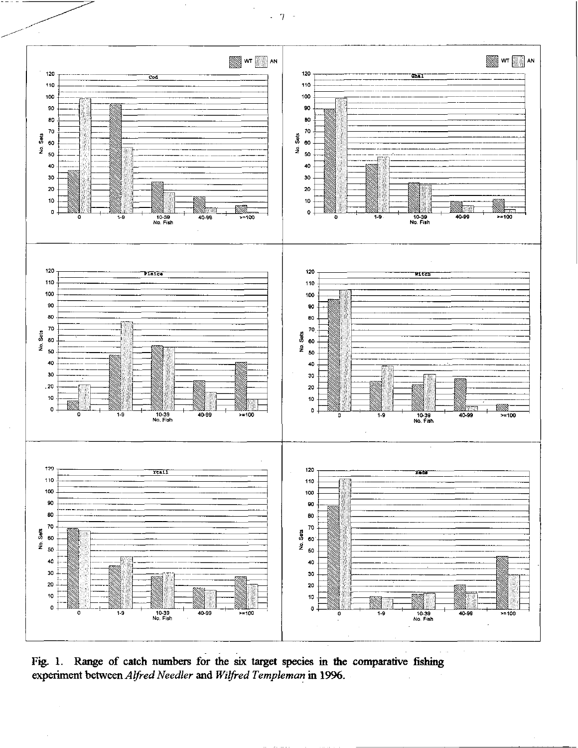Fig. 1. Range of catch numbers for the six target species in the comparative fishing experiment between *Alfred Needler* and *Wilfred Templeman* in 1996.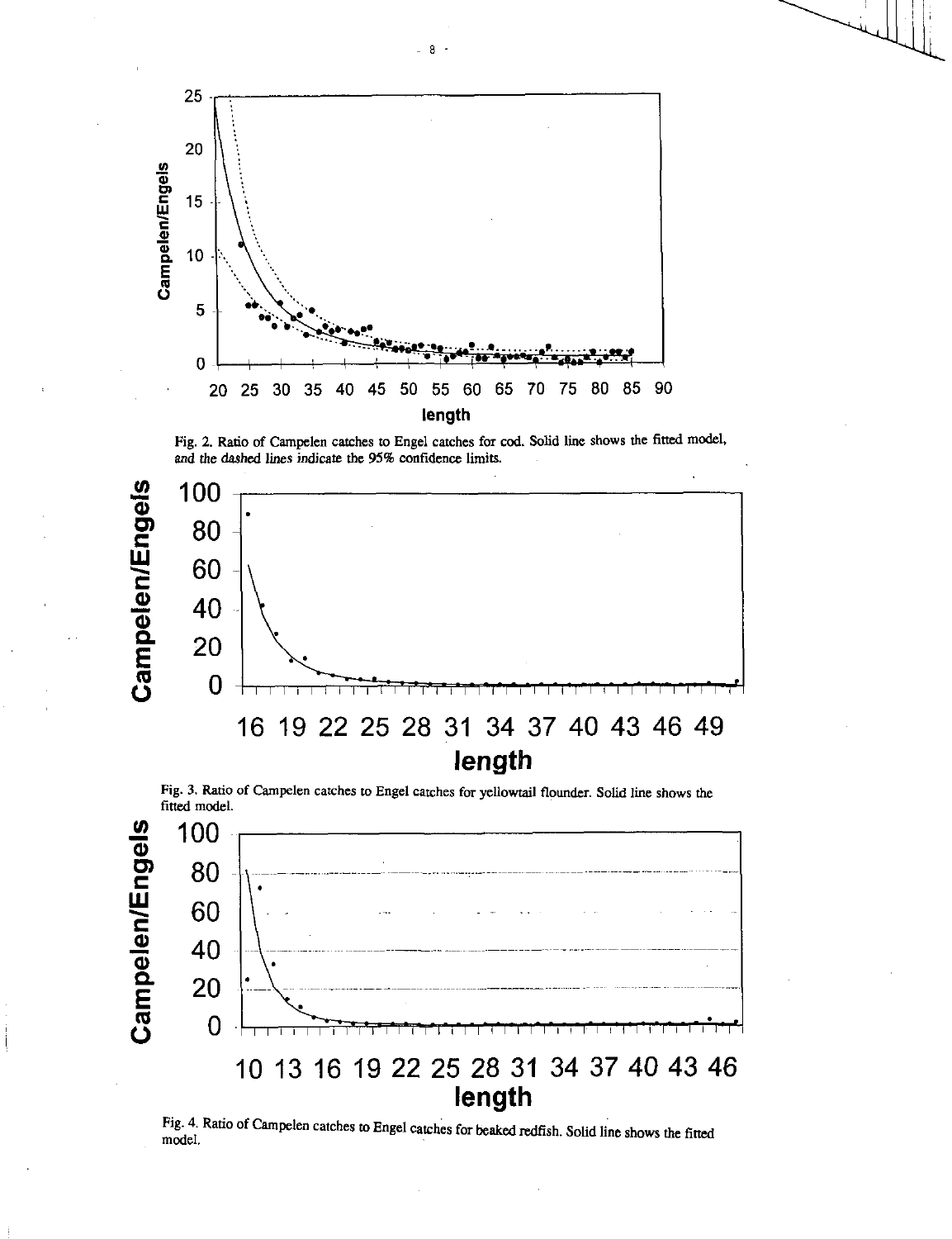Fig. 2. Ratio of Campelen catches to Engel catches for cod. Solid line shows the fitted model, and the dashed lines indicate the 95% confidence limits.

Fig. 3. Ratio of Campelen catches to Engel catches for yellowtail flounder. Solid line shows the fitted model.

Fig. 4. Ratio of Campelen catches to Engel catches for beaked redfish. Solid line shows the fitted model.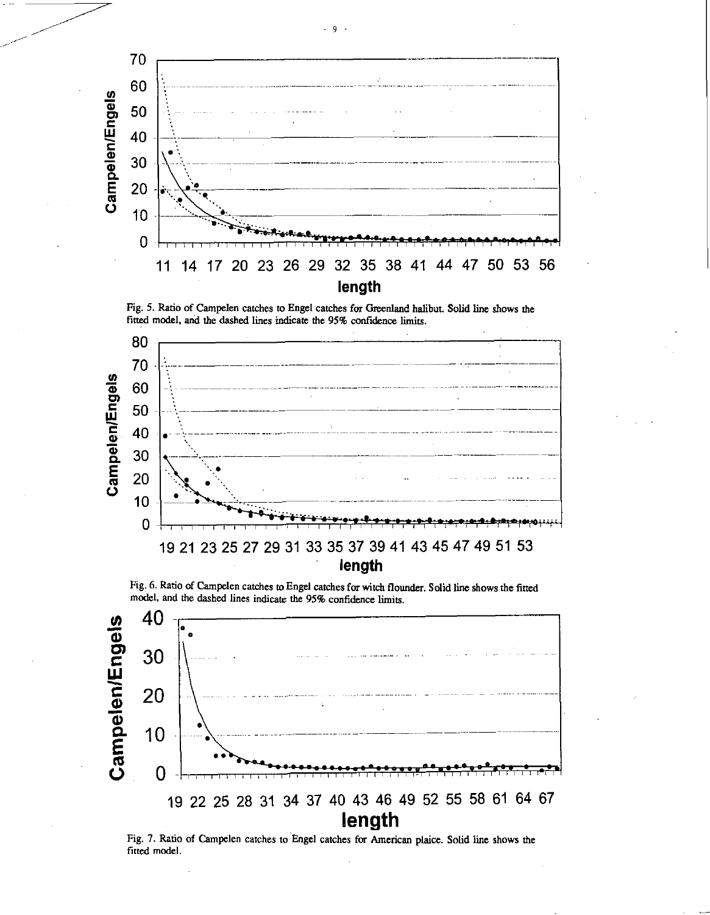Fig. 5. Ratio of Campelen catches to Engel catches for Greenland halibut. Solid line shows the fitted model, and the dashed lines indicate the 95% confidence limits.

Fig. 6. Ratio of Campelen catches to Engel catches for witch flounder. Solid line shows the fitted model, and the dashed lines indicate the 95% confidence limits.

Fig. 7. Ratio of Campelen catches to Engel catches for American plaice. Solid line shows the fitted model.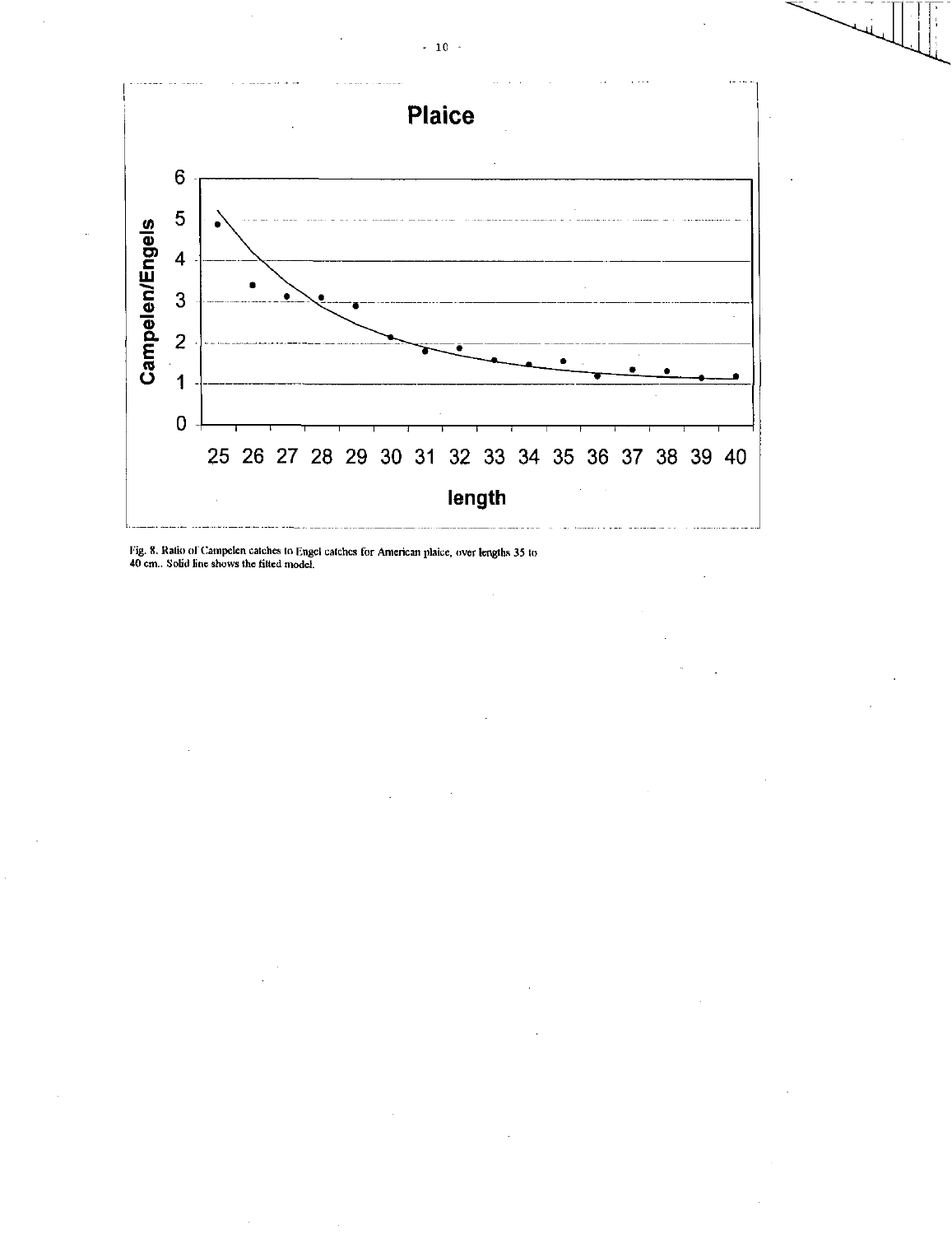Fig. 8. Ratio of Campelen catches to Engel catches for American plaice, over lengths 35 to 40 cm.. Solid line shows the fitted model.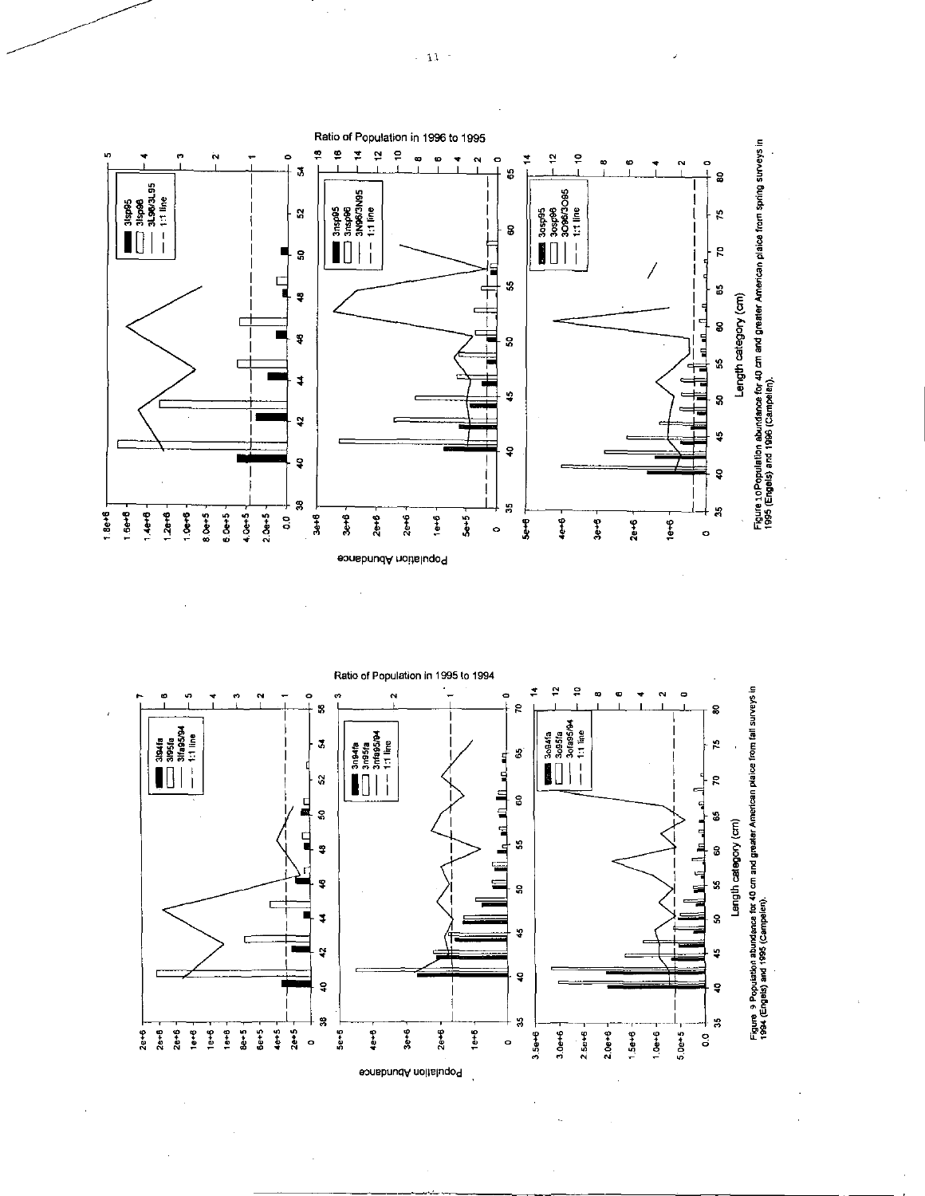Figure 9 Population abundance for 40 cm and greater American plaice from fall surveys in 1994 (Engels) and 1995 (Campelen).

Figure 10 Population abundance for 40 cm and greater American plaice from spring surveys in 1995 (Engels) and 1996 (Campelen).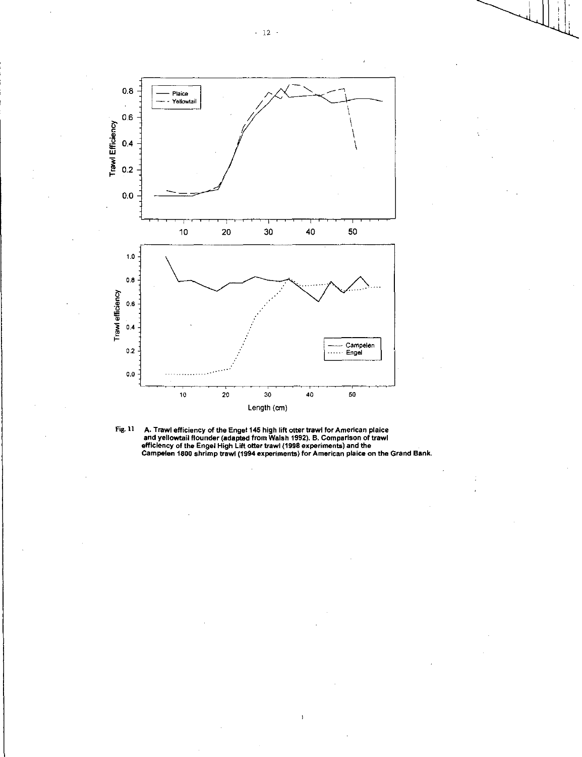Plaice
Yellowtail
Trawl Efficiency
0.8
0.6
0.4
0.2
0.0
10
20
30
40
50

1.0
0.8
0.6
0.4
0.2
0.0
Trawl efficiency
Campelen
Engel
10
20
30
40
50
Length (cm)

Fig. 11 A. Trawl efficiency of the Engel 145 high lift otter trawl for American plaice and yellowtail flounder (adapted from Walsh 1992). B. Comparison of trawl efficiency of the Engel High Lift otter trawl (1998 experiments) and the Campelen 1800 shrimp trawl (1994 experiments) for American plaice on the Grand Bank.